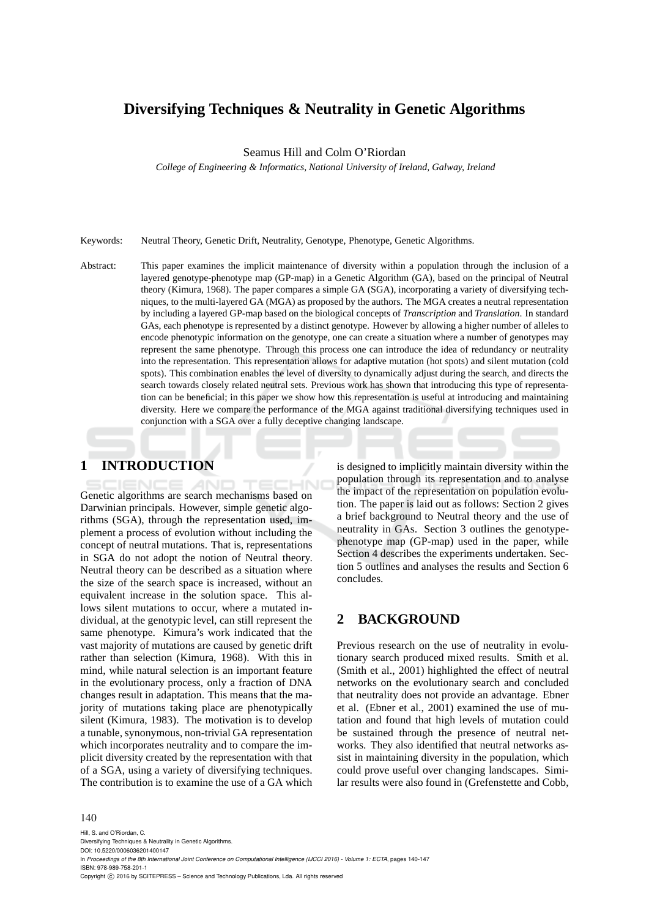# Diversifying Techniques & Neutrality in Genetic Algorithms

Seamus Hill and Colm O'Riordan

*College of Engineering & Informatics, National University of Ireland, Galway, Ireland*

Keywords: Neutral Theory, Genetic Drift, Neutrality, Genotype, Phenotype, Genetic Algorithms.

Abstract: This paper examines the implicit maintenance of diversity within a population through the inclusion of a layered genotype-phenotype map (GP-map) in a Genetic Algorithm (GA), based on the principal of Neutral theory (Kimura, 1968). The paper compares a simple GA (SGA), incorporating a variety of diversifying techniques, to the multi-layered GA (MGA) as proposed by the authors. The MGA creates a neutral representation by including a layered GP-map based on the biological concepts of *Transcription* and *Translation*. In standard GAs, each phenotype is represented by a distinct genotype. However by allowing a higher number of alleles to encode phenotypic information on the genotype, one can create a situation where a number of genotypes may represent the same phenotype. Through this process one can introduce the idea of redundancy or neutrality into the representation. This representation allows for adaptive mutation (hot spots) and silent mutation (cold spots). This combination enables the level of diversity to dynamically adjust during the search, and directs the search towards closely related neutral sets. Previous work has shown that introducing this type of representation can be beneficial; in this paper we show how this representation is useful at introducing and maintaining diversity. Here we compare the performance of the MGA against traditional diversifying techniques used in conjunction with a SGA over a fully deceptive changing landscape.

## 1 INTRODUCTION

Genetic algorithms are search mechanisms based on Darwinian principals. However, simple genetic algorithms (SGA), through the representation used, implement a process of evolution without including the concept of neutral mutations. That is, representations in SGA do not adopt the notion of Neutral theory. Neutral theory can be described as a situation where the size of the search space is increased, without an equivalent increase in the solution space. This allows silent mutations to occur, where a mutated individual, at the genotypic level, can still represent the same phenotype. Kimura's work indicated that the vast majority of mutations are caused by genetic drift rather than selection (Kimura, 1968). With this in mind, while natural selection is an important feature in the evolutionary process, only a fraction of DNA changes result in adaptation. This means that the majority of mutations taking place are phenotypically silent (Kimura, 1983). The motivation is to develop a tunable, synonymous, non-trivial GA representation which incorporates neutrality and to compare the implicit diversity created by the representation with that of a SGA, using a variety of diversifying techniques. The contribution is to examine the use of a GA which is designed to implicitly maintain diversity within the population through its representation and to analyse the impact of the representation on population evolution. The paper is laid out as follows: Section 2 gives a brief background to Neutral theory and the use of neutrality in GAs. Section 3 outlines the genotype-phenotype map (GP-map) used in the paper, while Section 4 describes the experiments undertaken. Section 5 outlines and analyses the results and Section 6 concludes.

## 2 BACKGROUND

Previous research on the use of neutrality in evolutionary search produced mixed results. Smith et al. (Smith et al., 2001) highlighted the effect of neutral networks on the evolutionary search and concluded that neutrality does not provide an advantage. Ebner et al. (Ebner et al., 2001) examined the use of mutation and found that high levels of mutation could be sustained through the presence of neutral networks. They also identified that neutral networks assist in maintaining diversity in the population, which could prove useful over changing landscapes. Similar results were also found in (Grefenstette and Cobb,

Hill, S. and O'Riordan, C.
Diversifying Techniques & Neutrality in Genetic Algorithms.
DOI: 10.5220/0006036201400147
In *Proceedings of the 8th International Joint Conference on Computational Intelligence (IJCCI 2016) - Volume 1: ECTA*, pages 140-147
ISBN: 978-989-758-201-1
Copyright © 2016 by SCITEPRESS – Science and Technology Publications, Lda. All rights reserved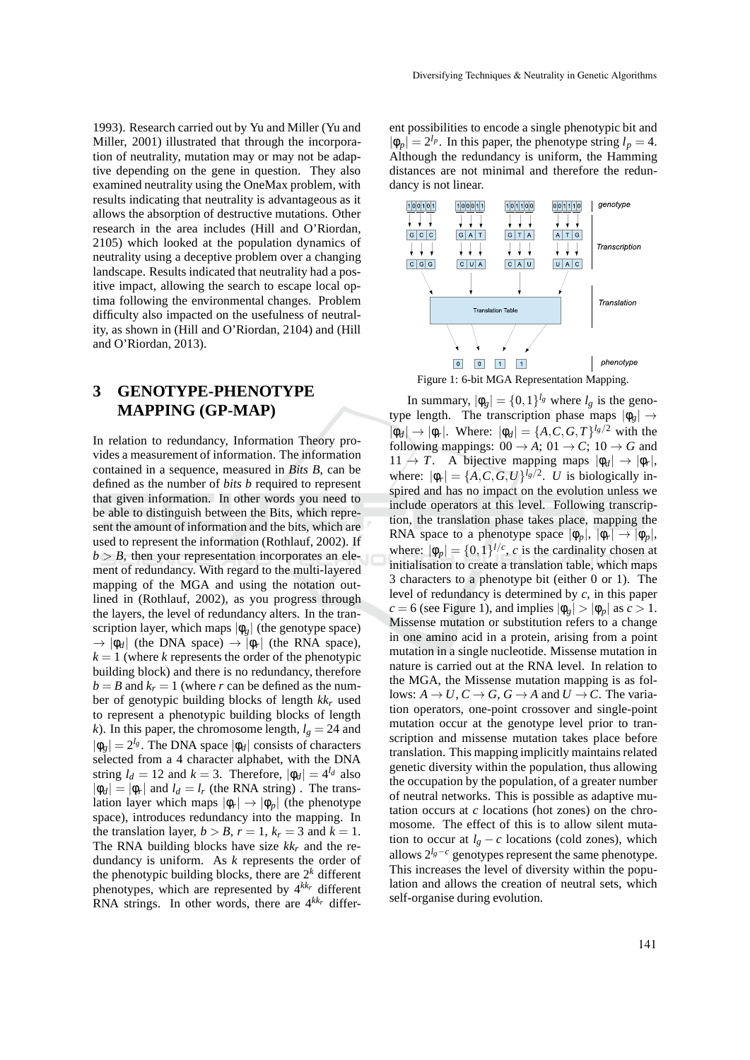1993). Research carried out by Yu and Miller (Yu and Miller, 2001) illustrated that through the incorporation of neutrality, mutation may or may not be adaptive depending on the gene in question. They also examined neutrality using the OneMax problem, with results indicating that neutrality is advantageous as it allows the absorption of destructive mutations. Other research in the area includes (Hill and O'Riordan, 2105) which looked at the population dynamics of neutrality using a deceptive problem over a changing landscape. Results indicated that neutrality had a positive impact, allowing the search to escape local optima following the environmental changes. Problem difficulty also impacted on the usefulness of neutrality, as shown in (Hill and O'Riordan, 2104) and (Hill and O'Riordan, 2013).

## 3 GENOTYPE-PHENOTYPE MAPPING (GP-MAP)

In relation to redundancy, Information Theory provides a measurement of information. The information contained in a sequence, measured in *Bits B*, can be defined as the number of *bits b* required to represent that given information. In other words you need to be able to distinguish between the Bits, which represent the amount of information and the bits, which are used to represent the information (Rothlauf, 2002). If $b > B$, then your representation incorporates an element of redundancy. With regard to the multi-layered mapping of the MGA and using the notation outlined in (Rothlauf, 2002), as you progress through the layers, the level of redundancy alters. In the transcription layer, which maps $|\phi_g|$ (the genotype space) $\rightarrow |\phi_d|$ (the DNA space) $\rightarrow |\phi_r|$ (the RNA space), $k = 1$ (where $k$ represents the order of the phenotypic building block) and there is no redundancy, therefore $b = B$ and $k_r = 1$ (where $r$ can be defined as the number of genotypic building blocks of length $kk_r$ used to represent a phenotypic building blocks of length $k$). In this paper, the chromosome length, $l_g = 24$ and $|\phi_g| = 2^{l_g}$. The DNA space $|\phi_d|$ consists of characters selected from a 4 character alphabet, with the DNA string $l_d = 12$ and $k = 3$. Therefore, $|\phi_d| = 4^{l_d}$ also $|\phi_d| = |\phi_r|$ and $l_d = l_r$ (the RNA string) . The translation layer which maps $|\phi_r| \rightarrow |\phi_p|$ (the phenotype space), introduces redundancy into the mapping. In the translation layer, $b > B$, $r = 1$, $k_r = 3$ and $k = 1$. The RNA building blocks have size $kk_r$ and the redundancy is uniform. As $k$ represents the order of the phenotypic building blocks, there are $2^k$ different phenotypes, which are represented by $4^{kk_r}$ different RNA strings. In other words, there are $4^{kk_r}$ different possibilities to encode a single phenotypic bit and $|\phi_p| = 2^{l_p}$. In this paper, the phenotype string $l_p = 4$. Although the redundancy is uniform, the Hamming distances are not minimal and therefore the redundancy is not linear.

| genotype | 100101 | 100011 | 101100 | 001110 |
|---|---|---|---|---|
| Transcription | GCC | GAT | GTA | ATG |
| | CGG | CUA | CAU | UAC |
| Translation | Translation Table | | | |
| phenotype | 0 | 0 | 1 | 1 |

Figure 1: 6-bit MGA Representation Mapping.

In summary, $|\phi_g| = \{0,1\}^{l_g}$ where $l_g$ is the genotype length. The transcription phase maps $|\phi_g| \rightarrow |\phi_d| \rightarrow |\phi_r|$. Where: $|\phi_d| = \{A,C,G,T\}^{l_g/2}$ with the following mappings: $00 \rightarrow A$; $01 \rightarrow C$; $10 \rightarrow G$ and $11 \rightarrow T$. A bijective mapping maps $|\phi_d| \rightarrow |\phi_r|$, where: $|\phi_r| = \{A,C,G,U\}^{l_g/2}$. $U$ is biologically inspired and has no impact on the evolution unless we include operators at this level. Following transcription, the translation phase takes place, mapping the RNA space to a phenotype space $|\phi_p|$, $|\phi_r| \rightarrow |\phi_p|$, where: $|\phi_p| = \{0,1\}^{l/c}$, $c$ is the cardinality chosen at initialisation to create a translation table, which maps 3 characters to a phenotype bit (either 0 or 1). The level of redundancy is determined by $c$, in this paper $c = 6$ (see Figure 1), and implies $|\phi_g| > |\phi_p|$ as $c > 1$. Missense mutation or substitution refers to a change in one amino acid in a protein, arising from a point mutation in a single nucleotide. Missense mutation in nature is carried out at the RNA level. In relation to the MGA, the Missense mutation mapping is as follows: $A \rightarrow U$, $C \rightarrow G$, $G \rightarrow A$ and $U \rightarrow C$. The variation operators, one-point crossover and single-point mutation occur at the genotype level prior to transcription and missense mutation takes place before translation. This mapping implicitly maintains related genetic diversity within the population, thus allowing the occupation by the population, of a greater number of neutral networks. This is possible as adaptive mutation occurs at $c$ locations (hot zones) on the chromosome. The effect of this is to allow silent mutation to occur at $l_g - c$ locations (cold zones), which allows $2^{l_g - c}$ genotypes represent the same phenotype. This increases the level of diversity within the population and allows the creation of neutral sets, which self-organise during evolution.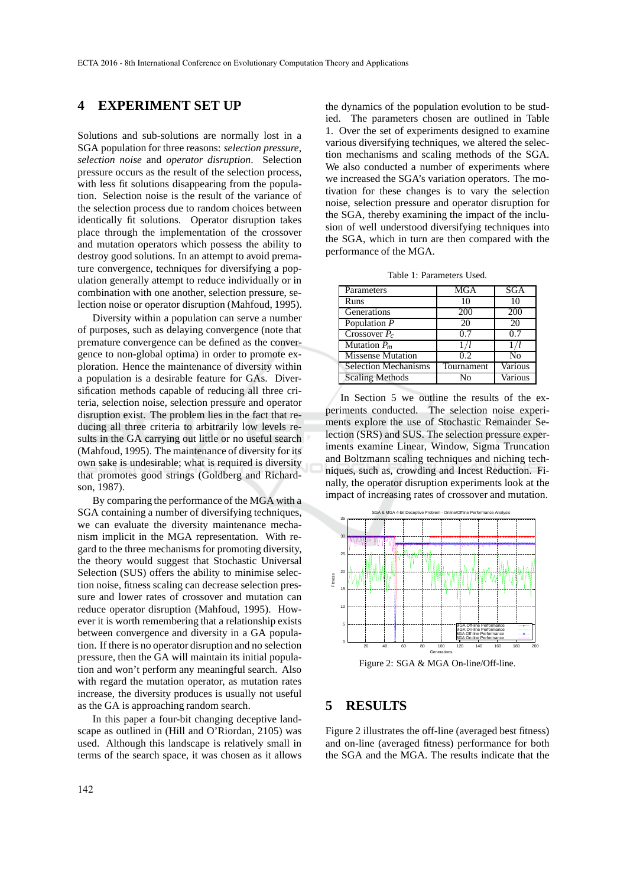## 4 EXPERIMENT SET UP

Solutions and sub-solutions are normally lost in a SGA population for three reasons: *selection pressure*, *selection noise* and *operator disruption*. Selection pressure occurs as the result of the selection process, with less fit solutions disappearing from the population. Selection noise is the result of the variance of the selection process due to random choices between identically fit solutions. Operator disruption takes place through the implementation of the crossover and mutation operators which possess the ability to destroy good solutions. In an attempt to avoid premature convergence, techniques for diversifying a population generally attempt to reduce individually or in combination with one another, selection pressure, selection noise or operator disruption (Mahfoud, 1995).

Diversity within a population can serve a number of purposes, such as delaying convergence (note that premature convergence can be defined as the convergence to non-global optima) in order to promote exploration. Hence the maintenance of diversity within a population is a desirable feature for GAs. Diversification methods capable of reducing all three criteria, selection noise, selection pressure and operator disruption exist. The problem lies in the fact that reducing all three criteria to arbitrarily low levels results in the GA carrying out little or no useful search (Mahfoud, 1995). The maintenance of diversity for its own sake is undesirable; what is required is diversity that promotes good strings (Goldberg and Richardson, 1987).

By comparing the performance of the MGA with a SGA containing a number of diversifying techniques, we can evaluate the diversity maintenance mechanism implicit in the MGA representation. With regard to the three mechanisms for promoting diversity, the theory would suggest that Stochastic Universal Selection (SUS) offers the ability to minimise selection noise, fitness scaling can decrease selection pressure and lower rates of crossover and mutation can reduce operator disruption (Mahfoud, 1995). However it is worth remembering that a relationship exists between convergence and diversity in a GA population. If there is no operator disruption and no selection pressure, then the GA will maintain its initial population and won't perform any meaningful search. Also with regard the mutation operator, as mutation rates increase, the diversity produces is usually not useful as the GA is approaching random search.

In this paper a four-bit changing deceptive landscape as outlined in (Hill and O'Riordan, 2105) was used. Although this landscape is relatively small in terms of the search space, it was chosen as it allows the dynamics of the population evolution to be studied. The parameters chosen are outlined in Table 1. Over the set of experiments designed to examine various diversifying techniques, we altered the selection mechanisms and scaling methods of the SGA. We also conducted a number of experiments where we increased the SGA's variation operators. The motivation for these changes is to vary the selection noise, selection pressure and operator disruption for the SGA, thereby examining the impact of the inclusion of well understood diversifying techniques into the SGA, which in turn are then compared with the performance of the MGA.

Table 1: Parameters Used.

| Parameters | MGA | SGA |
|---|---|---|
| Runs | 10 | 10 |
| Generations | 200 | 200 |
| Population $P$ | 20 | 20 |
| Crossover $P_c$ | 0.7 | 0.7 |
| Mutation $P_m$ | $1/l$ | $1/l$ |
| Missense Mutation | 0.2 | No |
| Selection Mechanisms | Tournament | Various |
| Scaling Methods | No | Various |

In Section 5 we outline the results of the experiments conducted. The selection noise experiments explore the use of Stochastic Remainder Selection (SRS) and SUS. The selection pressure experiments examine Linear, Window, Sigma Truncation and Boltzmann scaling techniques and niching techniques, such as, crowding and Incest Reduction. Finally, the operator disruption experiments look at the impact of increasing rates of crossover and mutation.

Figure 2: SGA & MGA On-line/Off-line.

## 5 RESULTS

Figure 2 illustrates the off-line (averaged best fitness) and on-line (averaged fitness) performance for both the SGA and the MGA. The results indicate that the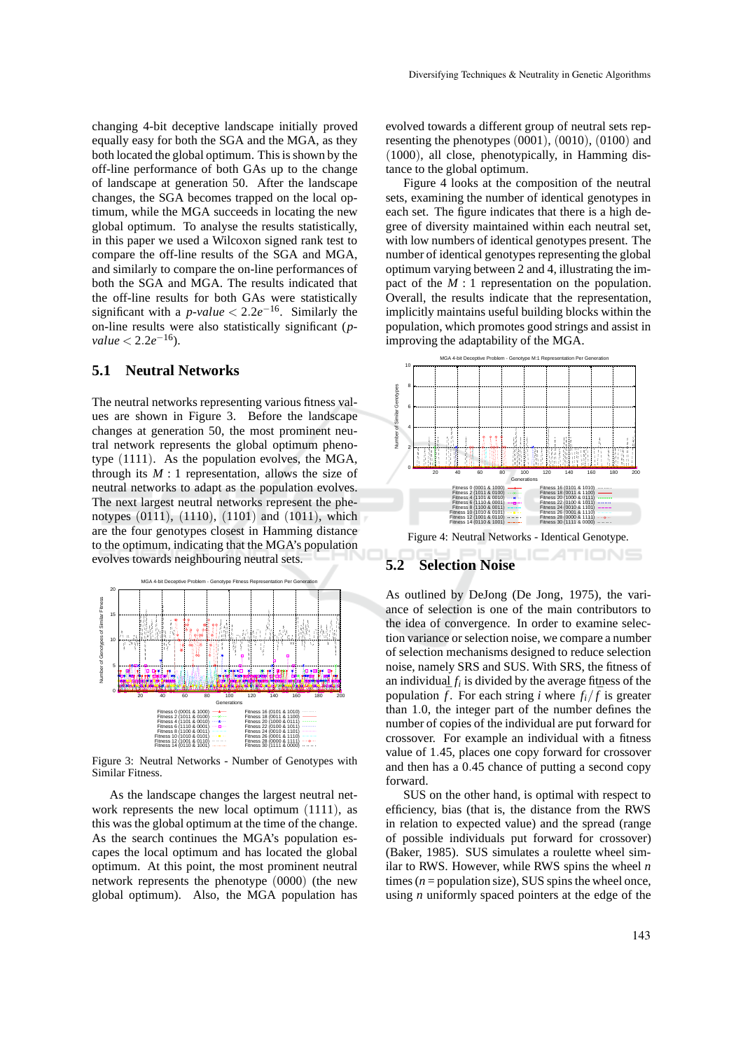changing 4-bit deceptive landscape initially proved equally easy for both the SGA and the MGA, as they both located the global optimum. This is shown by the off-line performance of both GAs up to the change of landscape at generation 50. After the landscape changes, the SGA becomes trapped on the local optimum, while the MGA succeeds in locating the new global optimum. To analyse the results statistically, in this paper we used a Wilcoxon signed rank test to compare the off-line results of the SGA and MGA, and similarly to compare the on-line performances of both the SGA and MGA. The results indicated that the off-line results for both GAs were statistically significant with a *p-value* $< 2.2e^{-16}$. Similarly the on-line results were also statistically significant (*p-value* $< 2.2e^{-16}$).

## 5.1 Neutral Networks

The neutral networks representing various fitness values are shown in Figure 3. Before the landscape changes at generation 50, the most prominent neutral network represents the global optimum phenotype $(1111)$. As the population evolves, the MGA, through its $M:1$ representation, allows the size of neutral networks to adapt as the population evolves. The next largest neutral networks represent the phenotypes $(0111)$, $(1110)$, $(1101)$ and $(1011)$, which are the four genotypes closest in Hamming distance to the optimum, indicating that the MGA's population evolves towards neighbouring neutral sets.

Figure 3: Neutral Networks - Number of Genotypes with Similar Fitness.

As the landscape changes the largest neutral network represents the new local optimum $(1111)$, as this was the global optimum at the time of the change. As the search continues the MGA's population escapes the local optimum and has located the global optimum. At this point, the most prominent neutral network represents the phenotype $(0000)$ (the new global optimum). Also, the MGA population has evolved towards a different group of neutral sets representing the phenotypes $(0001)$, $(0010)$, $(0100)$ and $(1000)$, all close, phenotypically, in Hamming distance to the global optimum.

Figure 4 looks at the composition of the neutral sets, examining the number of identical genotypes in each set. The figure indicates that there is a high degree of diversity maintained within each neutral set, with low numbers of identical genotypes present. The number of identical genotypes representing the global optimum varying between 2 and 4, illustrating the impact of the $M:1$ representation on the population. Overall, the results indicate that the representation, implicitly maintains useful building blocks within the population, which promotes good strings and assist in improving the adaptability of the MGA.

Figure 4: Neutral Networks - Identical Genotype.

## 5.2 Selection Noise

As outlined by DeJong (De Jong, 1975), the variance of selection is one of the main contributors to the idea of convergence. In order to examine selection variance or selection noise, we compare a number of selection mechanisms designed to reduce selection noise, namely SRS and SUS. With SRS, the fitness of an individual $f_i$ is divided by the average fitness of the population $\bar{f}$. For each string $i$ where $f_i/\bar{f}$ is greater than 1.0, the integer part of the number defines the number of copies of the individual are put forward for crossover. For example an individual with a fitness value of 1.45, places one copy forward for crossover and then has a 0.45 chance of putting a second copy forward.

SUS on the other hand, is optimal with respect to efficiency, bias (that is, the distance from the RWS in relation to expected value) and the spread (range of possible individuals put forward for crossover) (Baker, 1985). SUS simulates a roulette wheel similar to RWS. However, while RWS spins the wheel $n$ times ($n$ = population size), SUS spins the wheel once, using $n$ uniformly spaced pointers at the edge of the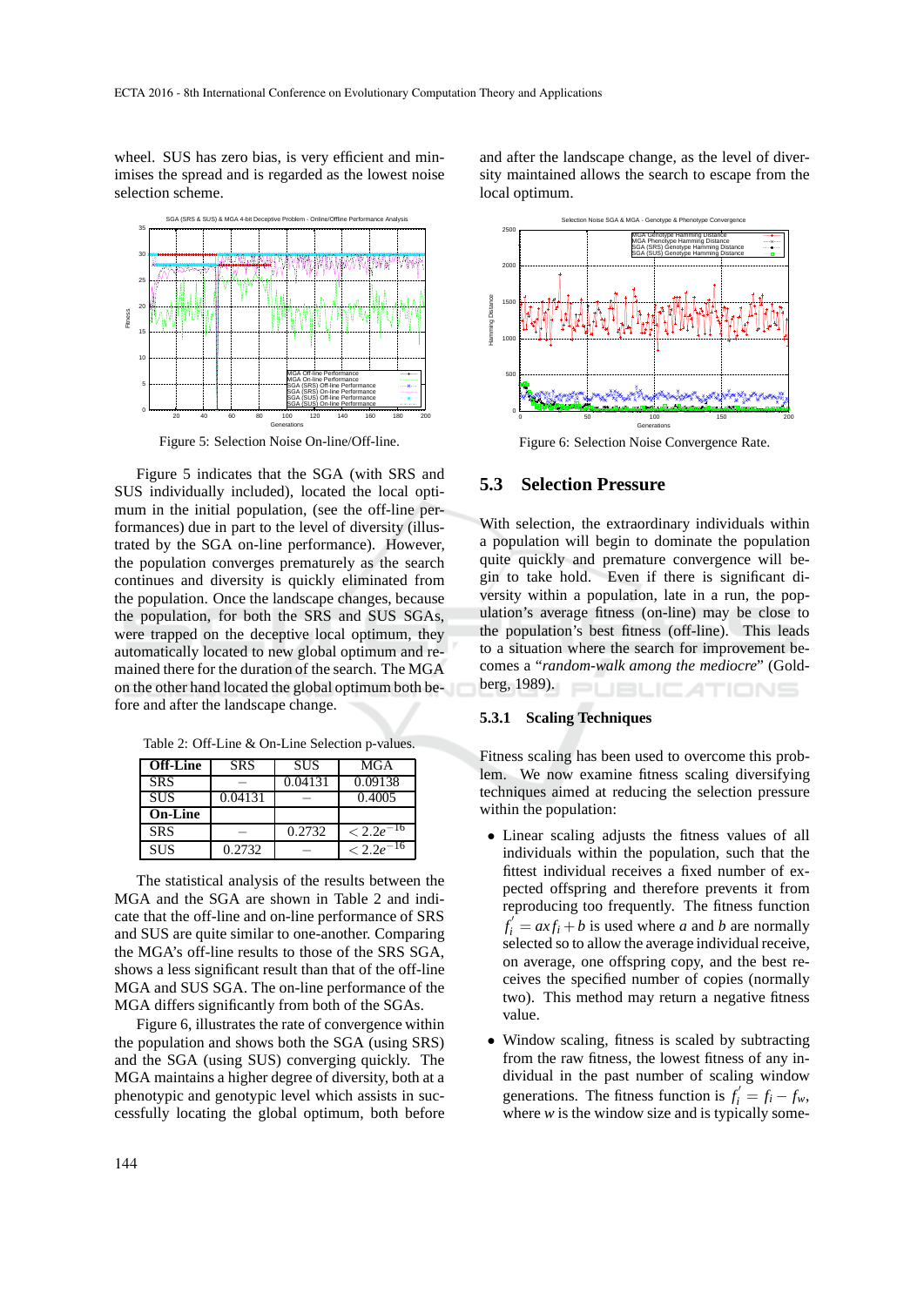wheel. SUS has zero bias, is very efficient and minimises the spread and is regarded as the lowest noise selection scheme.

Figure 5: Selection Noise On-line/Off-line.

Figure 5 indicates that the SGA (with SRS and SUS individually included), located the local optimum in the initial population, (see the off-line performances) due in part to the level of diversity (illustrated by the SGA on-line performance). However, the population converges prematurely as the search continues and diversity is quickly eliminated from the population. Once the landscape changes, because the population, for both the SRS and SUS SGAs, were trapped on the deceptive local optimum, they automatically located to new global optimum and remained there for the duration of the search. The MGA on the other hand located the global optimum both before and after the landscape change.

Table 2: Off-Line & On-Line Selection p-values.

| **Off-Line** | SRS | SUS | MGA |
|---|---|---|---|
| SRS | – | 0.04131 | 0.09138 |
| SUS | 0.04131 | – | 0.4005 |
| **On-Line** | | | |
| SRS | – | 0.2732 | $< 2.2e^{-16}$ |
| SUS | 0.2732 | – | $< 2.2e^{-16}$ |

The statistical analysis of the results between the MGA and the SGA are shown in Table 2 and indicate that the off-line and on-line performance of SRS and SUS are quite similar to one-another. Comparing the MGA's off-line results to those of the SRS SGA, shows a less significant result than that of the off-line MGA and SUS SGA. The on-line performance of the MGA differs significantly from both of the SGAs.

Figure 6, illustrates the rate of convergence within the population and shows both the SGA (using SRS) and the SGA (using SUS) converging quickly. The MGA maintains a higher degree of diversity, both at a phenotypic and genotypic level which assists in successfully locating the global optimum, both before and after the landscape change, as the level of diversity maintained allows the search to escape from the local optimum.

Figure 6: Selection Noise Convergence Rate.

## 5.3 Selection Pressure

With selection, the extraordinary individuals within a population will begin to dominate the population quite quickly and premature convergence will begin to take hold. Even if there is significant diversity within a population, late in a run, the population's average fitness (on-line) may be close to the population's best fitness (off-line). This leads to a situation where the search for improvement becomes a "*random-walk among the mediocre*" (Goldberg, 1989).

### 5.3.1 Scaling Techniques

Fitness scaling has been used to overcome this problem. We now examine fitness scaling diversifying techniques aimed at reducing the selection pressure within the population:

- Linear scaling adjusts the fitness values of all individuals within the population, such that the fittest individual receives a fixed number of expected offspring and therefore prevents it from reproducing too frequently. The fitness function $f_i' = a x f_i + b$ is used where $a$ and $b$ are normally selected so to allow the average individual receive, on average, one offspring copy, and the best receives the specified number of copies (normally two). This method may return a negative fitness value.
- Window scaling, fitness is scaled by subtracting from the raw fitness, the lowest fitness of any individual in the past number of scaling window generations. The fitness function is $f_i' = f_i - f_w$, where $w$ is the window size and is typically some-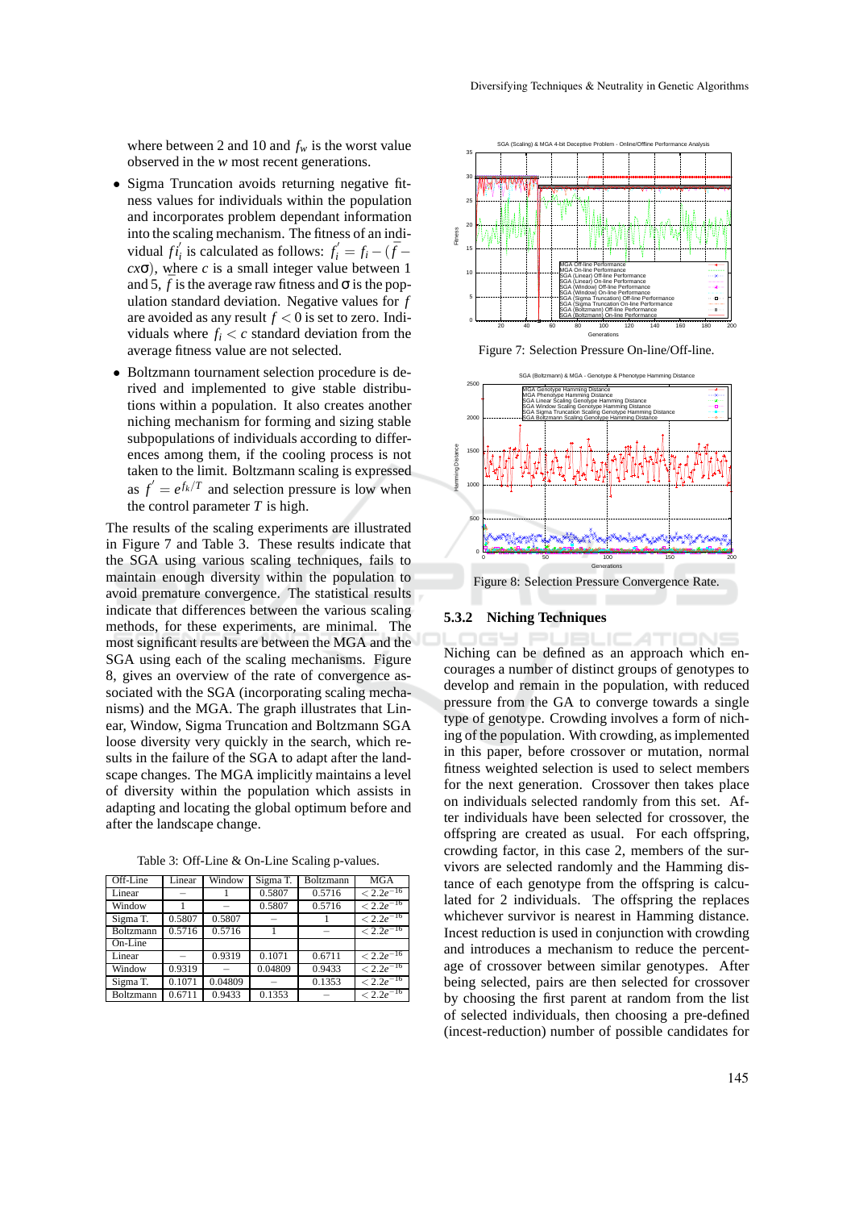where between 2 and 10 and $f_w$ is the worst value observed in the $w$ most recent generations.

- Sigma Truncation avoids returning negative fitness values for individuals within the population and incorporates problem dependant information into the scaling mechanism. The fitness of an individual $fi_i'$ is calculated as follows: $f_i' = f_i - (\bar{f} - c\sigma)$, where $c$ is a small integer value between 1 and 5, $\bar{f}$ is the average raw fitness and $\sigma$ is the population standard deviation. Negative values for $f$ are avoided as any result $f < 0$ is set to zero. Individuals where $f_i < c$ standard deviation from the average fitness value are not selected.
- Boltzmann tournament selection procedure is derived and implemented to give stable distributions within a population. It also creates another niching mechanism for forming and sizing stable subpopulations of individuals according to differences among them, if the cooling process is not taken to the limit. Boltzmann scaling is expressed as $f' = e^{f_k/T}$ and selection pressure is low when the control parameter $T$ is high.

The results of the scaling experiments are illustrated in Figure 7 and Table 3. These results indicate that the SGA using various scaling techniques, fails to maintain enough diversity within the population to avoid premature convergence. The statistical results indicate that differences between the various scaling methods, for these experiments, are minimal. The most significant results are between the MGA and the SGA using each of the scaling mechanisms. Figure 8, gives an overview of the rate of convergence associated with the SGA (incorporating scaling mechanisms) and the MGA. The graph illustrates that Linear, Window, Sigma Truncation and Boltzmann SGA loose diversity very quickly in the search, which results in the failure of the SGA to adapt after the landscape changes. The MGA implicitly maintains a level of diversity within the population which assists in adapting and locating the global optimum before and after the landscape change.

Table 3: Off-Line & On-Line Scaling p-values.

| Off-Line | Linear | Window | Sigma T. | Boltzmann | MGA |
|---|---|---|---|---|---|
| Linear | – | 1 | 0.5807 | 0.5716 | $< 2.2e^{-16}$ |
| Window | 1 | – | 0.5807 | 0.5716 | $< 2.2e^{-16}$ |
| Sigma T. | 0.5807 | 0.5807 | – | 1 | $< 2.2e^{-16}$ |
| Boltzmann | 0.5716 | 0.5716 | 1 | – | $< 2.2e^{-16}$ |
| On-Line | | | | | |
| Linear | – | 0.9319 | 0.1071 | 0.6711 | $< 2.2e^{-16}$ |
| Window | 0.9319 | – | 0.04809 | 0.9433 | $< 2.2e^{-16}$ |
| Sigma T. | 0.1071 | 0.04809 | – | 0.1353 | $< 2.2e^{-16}$ |
| Boltzmann | 0.6711 | 0.9433 | 0.1353 | – | $< 2.2e^{-16}$ |

Figure 7: Selection Pressure On-line/Off-line.

Figure 8: Selection Pressure Convergence Rate.

### 5.3.2 Niching Techniques

Niching can be defined as an approach which encourages a number of distinct groups of genotypes to develop and remain in the population, with reduced pressure from the GA to converge towards a single type of genotype. Crowding involves a form of niching of the population. With crowding, as implemented in this paper, before crossover or mutation, normal fitness weighted selection is used to select members for the next generation. Crossover then takes place on individuals selected randomly from this set. After individuals have been selected for crossover, the offspring are created as usual. For each offspring, crowding factor, in this case 2, members of the survivors are selected randomly and the Hamming distance of each genotype from the offspring is calculated for 2 individuals. The offspring the replaces whichever survivor is nearest in Hamming distance. Incest reduction is used in conjunction with crowding and introduces a mechanism to reduce the percentage of crossover between similar genotypes. After being selected, pairs are then selected for crossover by choosing the first parent at random from the list of selected individuals, then choosing a pre-defined (incest-reduction) number of possible candidates for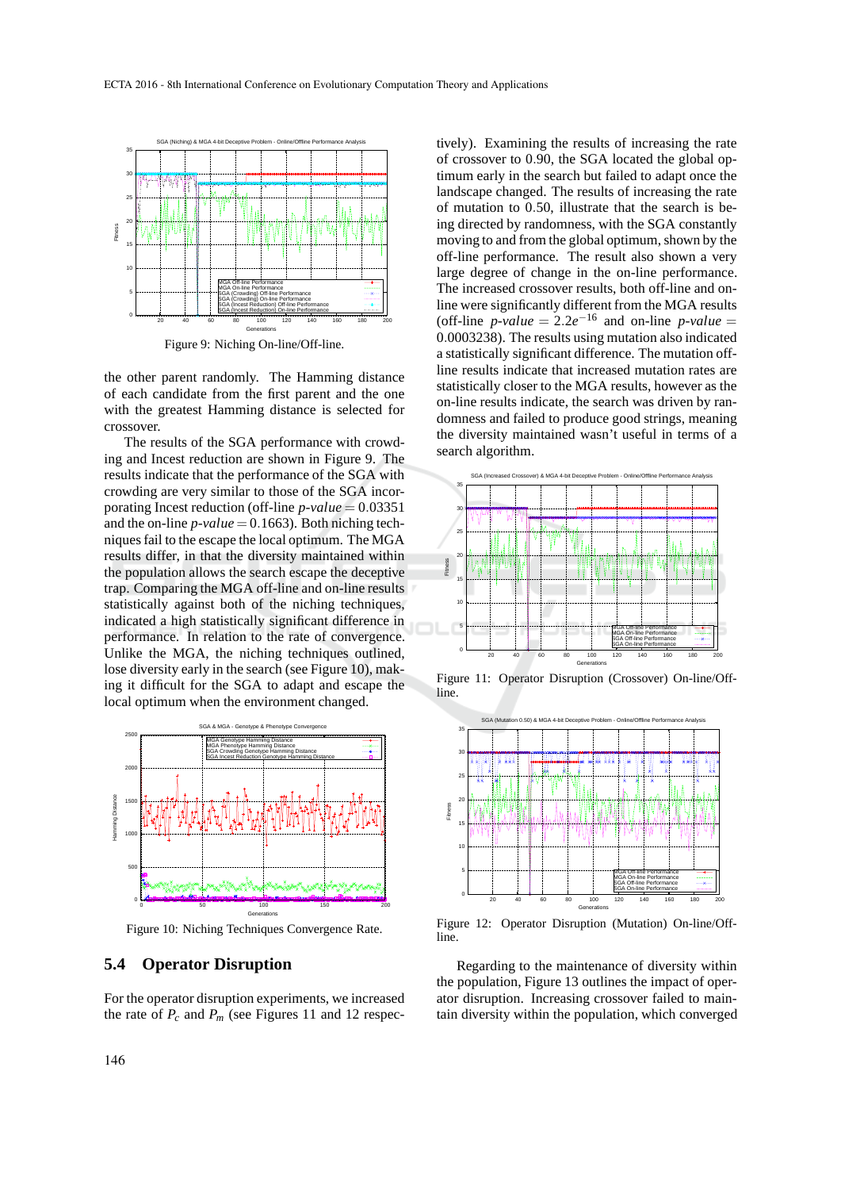Figure 9: Niching On-line/Off-line.

the other parent randomly. The Hamming distance of each candidate from the first parent and the one with the greatest Hamming distance is selected for crossover.

The results of the SGA performance with crowding and Incest reduction are shown in Figure 9. The results indicate that the performance of the SGA with crowding are very similar to those of the SGA incorporating Incest reduction (off-line $p\text{-}value = 0.03351$ and the on-line $p\text{-}value = 0.1663$). Both niching techniques fail to the escape the local optimum. The MGA results differ, in that the diversity maintained within the population allows the search escape the deceptive trap. Comparing the MGA off-line and on-line results statistically against both of the niching techniques, indicated a high statistically significant difference in performance. In relation to the rate of convergence. Unlike the MGA, the niching techniques outlined, lose diversity early in the search (see Figure 10), making it difficult for the SGA to adapt and escape the local optimum when the environment changed.

Figure 10: Niching Techniques Convergence Rate.

## 5.4 Operator Disruption

For the operator disruption experiments, we increased the rate of $P_c$ and $P_m$ (see Figures 11 and 12 respectively). Examining the results of increasing the rate of crossover to 0.90, the SGA located the global optimum early in the search but failed to adapt once the landscape changed. The results of increasing the rate of mutation to 0.50, illustrate that the search is being directed by randomness, with the SGA constantly moving to and from the global optimum, shown by the off-line performance. The result also shown a very large degree of change in the on-line performance. The increased crossover results, both off-line and on-line were significantly different from the MGA results (off-line $p\text{-}value = 2.2e^{-16}$ and on-line $p\text{-}value = 0.0003238$). The results using mutation also indicated a statistically significant difference. The mutation off-line results indicate that increased mutation rates are statistically closer to the MGA results, however as the on-line results indicate, the search was driven by randomness and failed to produce good strings, meaning the diversity maintained wasn't useful in terms of a search algorithm.

Figure 11: Operator Disruption (Crossover) On-line/Off-line.

Figure 12: Operator Disruption (Mutation) On-line/Off-line.

Regarding to the maintenance of diversity within the population, Figure 13 outlines the impact of operator disruption. Increasing crossover failed to maintain diversity within the population, which converged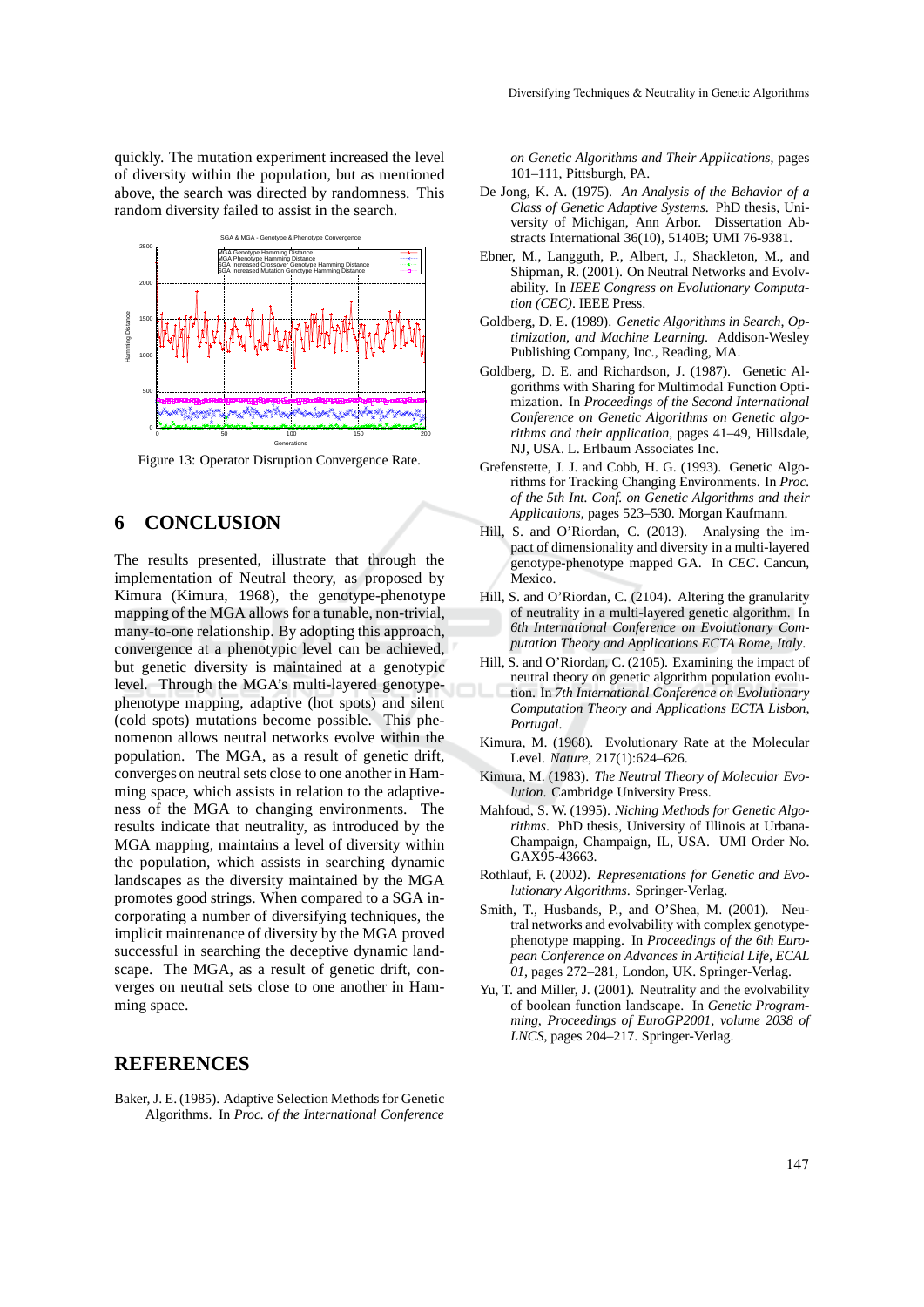quickly. The mutation experiment increased the level of diversity within the population, but as mentioned above, the search was directed by randomness. This random diversity failed to assist in the search.

SGA & MGA - Genotype & Phenotype Convergence

MGA Genotype Hamming Distance
MGA Phenotype Hamming Distance
SGA Increased Crossover Genotype Hamming Distance
SGA Increased Mutation Genotype Hamming Distance

Hamming Distance

2500
2000
1500
1000
500
0

0
50
100
150
200

Generations

Figure 13: Operator Disruption Convergence Rate.

## 6 CONCLUSION

The results presented, illustrate that through the implementation of Neutral theory, as proposed by Kimura (Kimura, 1968), the genotype-phenotype mapping of the MGA allows for a tunable, non-trivial, many-to-one relationship. By adopting this approach, convergence at a phenotypic level can be achieved, but genetic diversity is maintained at a genotypic level. Through the MGA's multi-layered genotype-phenotype mapping, adaptive (hot spots) and silent (cold spots) mutations become possible. This phenomenon allows neutral networks evolve within the population. The MGA, as a result of genetic drift, converges on neutral sets close to one another in Hamming space, which assists in relation to the adaptiveness of the MGA to changing environments. The results indicate that neutrality, as introduced by the MGA mapping, maintains a level of diversity within the population, which assists in searching dynamic landscapes as the diversity maintained by the MGA promotes good strings. When compared to a SGA incorporating a number of diversifying techniques, the implicit maintenance of diversity by the MGA proved successful in searching the deceptive dynamic landscape. The MGA, as a result of genetic drift, converges on neutral sets close to one another in Hamming space.

## REFERENCES

Baker, J. E. (1985). Adaptive Selection Methods for Genetic Algorithms. In *Proc. of the International Conference on Genetic Algorithms and Their Applications*, pages 101–111, Pittsburgh, PA.

De Jong, K. A. (1975). *An Analysis of the Behavior of a Class of Genetic Adaptive Systems*. PhD thesis, University of Michigan, Ann Arbor. Dissertation Abstracts International 36(10), 5140B; UMI 76-9381.

Ebner, M., Langguth, P., Albert, J., Shackleton, M., and Shipman, R. (2001). On Neutral Networks and Evolvability. In *IEEE Congress on Evolutionary Computation (CEC)*. IEEE Press.

Goldberg, D. E. (1989). *Genetic Algorithms in Search, Optimization, and Machine Learning*. Addison-Wesley Publishing Company, Inc., Reading, MA.

Goldberg, D. E. and Richardson, J. (1987). Genetic Algorithms with Sharing for Multimodal Function Optimization. In *Proceedings of the Second International Conference on Genetic algorithms and their application*, pages 41–49, Hillsdale, NJ, USA. L. Erlbaum Associates Inc.

Grefenstette, J. J. and Cobb, H. G. (1993). Genetic Algorithms for Tracking Changing Environments. In *Proc. of the 5th Int. Conf. on Genetic Algorithms and their Applications*, pages 523–530. Morgan Kaufmann.

Hill, S. and O'Riordan, C. (2013). Analysing the impact of dimensionality and diversity in a multi-layered genotype-phenotype mapped GA. In *CEC*. Cancun, Mexico.

Hill, S. and O'Riordan, C. (2104). Altering the granularity of neutrality in a multi-layered genetic algorithm. In *6th International Conference on Evolutionary Computation Theory and Applications ECTA Rome, Italy*.

Hill, S. and O'Riordan, C. (2105). Examining the impact of neutral theory on genetic algorithm population evolution. In *7th International Conference on Evolutionary Computation Theory and Applications ECTA Lisbon, Portugal*.

Kimura, M. (1968). Evolutionary Rate at the Molecular Level. *Nature*, 217(1):624–626.

Kimura, M. (1983). *The Neutral Theory of Molecular Evolution*. Cambridge University Press.

Mahfoud, S. W. (1995). *Niching Methods for Genetic Algorithms*. PhD thesis, University of Illinois at Urbana-Champaign, Champaign, IL, USA. UMI Order No. GAX95-43663.

Rothlauf, F. (2002). *Representations for Genetic and Evolutionary Algorithms*. Springer-Verlag.

Smith, T., Husbands, P., and O'Shea, M. (2001). Neutral networks and evolvability with complex genotype-phenotype mapping. In *Proceedings of the 6th European Conference on Advances in Artificial Life, ECAL 01*, pages 272–281, London, UK. Springer-Verlag.

Yu, T. and Miller, J. (2001). Neutrality and the evolvability of boolean function landscape. In *Genetic Programming, Proceedings of EuroGP2001, volume 2038 of LNCS*, pages 204–217. Springer-Verlag.